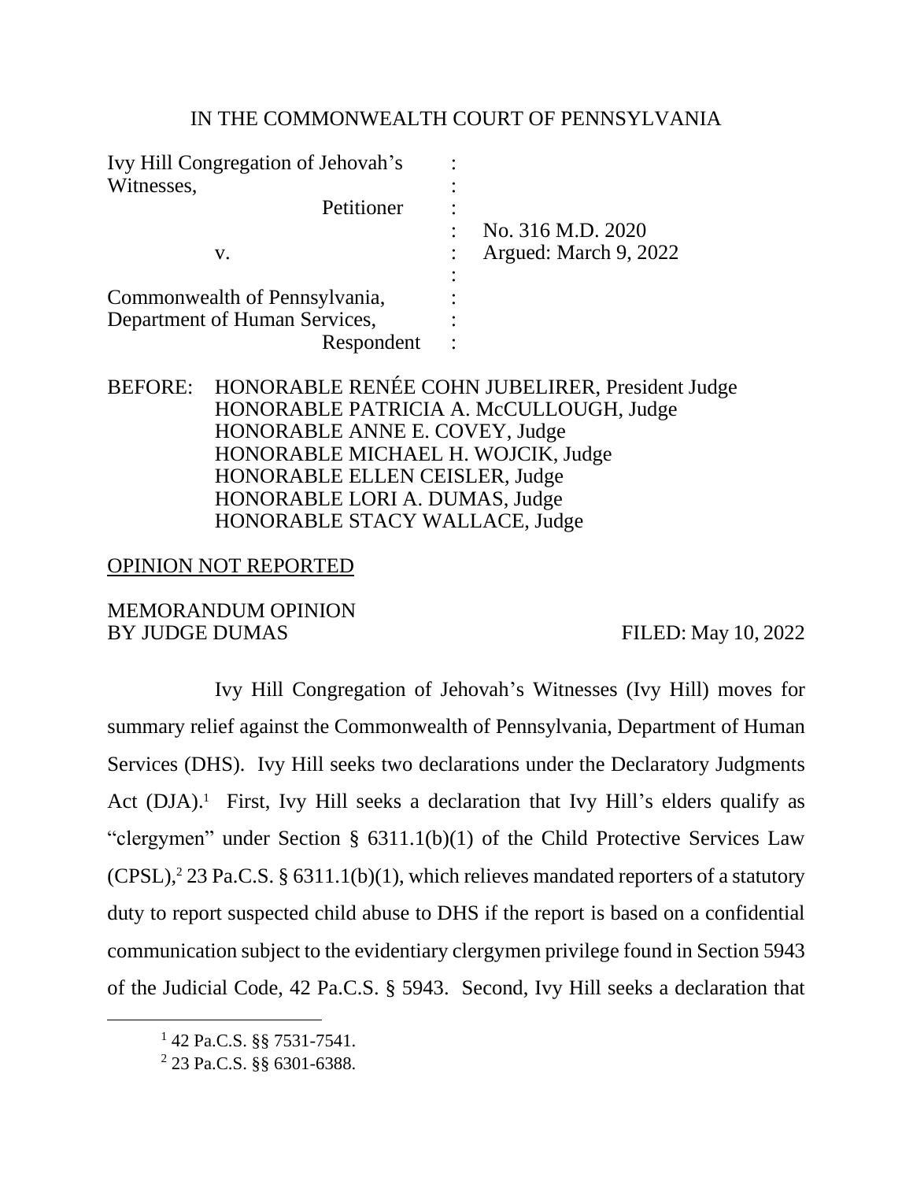IN THE COMMONWEALTH COURT OF PENNSYLVANIA

| | | |
|---|---|---|
| Ivy Hill Congregation of Jehovah's Witnesses, | : | |
| Petitioner | : | |
| | : | No. 316 M.D. 2020 |
| v. | : | Argued: March 9, 2022 |
| | : | |
| Commonwealth of Pennsylvania, Department of Human Services, | : | |
| Respondent | : | |

BEFORE: HONORABLE RENÉE COHN JUBELIRER, President Judge
HONORABLE PATRICIA A. McCULLOUGH, Judge
HONORABLE ANNE E. COVEY, Judge
HONORABLE MICHAEL H. WOJCIK, Judge
HONORABLE ELLEN CEISLER, Judge
HONORABLE LORI A. DUMAS, Judge
HONORABLE STACY WALLACE, Judge

OPINION NOT REPORTED

MEMORANDUM OPINION
BY JUDGE DUMAS FILED: May 10, 2022

Ivy Hill Congregation of Jehovah's Witnesses (Ivy Hill) moves for summary relief against the Commonwealth of Pennsylvania, Department of Human Services (DHS). Ivy Hill seeks two declarations under the Declaratory Judgments Act (DJA).[1] First, Ivy Hill seeks a declaration that Ivy Hill's elders qualify as "clergymen" under Section § 6311.1(b)(1) of the Child Protective Services Law (CPSL),[2] 23 Pa.C.S. § 6311.1(b)(1), which relieves mandated reporters of a statutory duty to report suspected child abuse to DHS if the report is based on a confidential communication subject to the evidentiary clergymen privilege found in Section 5943 of the Judicial Code, 42 Pa.C.S. § 5943. Second, Ivy Hill seeks a declaration that

---

[1] 42 Pa.C.S. §§ 7531-7541.

[2] 23 Pa.C.S. §§ 6301-6388.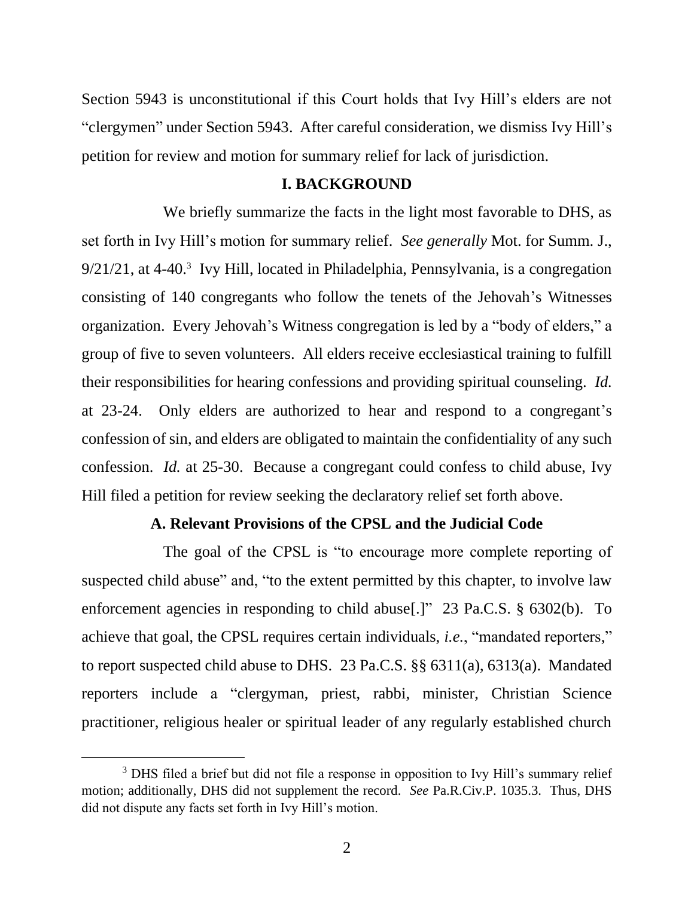Section 5943 is unconstitutional if this Court holds that Ivy Hill's elders are not "clergymen" under Section 5943. After careful consideration, we dismiss Ivy Hill's petition for review and motion for summary relief for lack of jurisdiction.

## I. BACKGROUND

We briefly summarize the facts in the light most favorable to DHS, as set forth in Ivy Hill's motion for summary relief. *See generally* Mot. for Summ. J., 9/21/21, at 4-40.[3] Ivy Hill, located in Philadelphia, Pennsylvania, is a congregation consisting of 140 congregants who follow the tenets of the Jehovah's Witnesses organization. Every Jehovah's Witness congregation is led by a "body of elders," a group of five to seven volunteers. All elders receive ecclesiastical training to fulfill their responsibilities for hearing confessions and providing spiritual counseling. *Id.* at 23-24. Only elders are authorized to hear and respond to a congregant's confession of sin, and elders are obligated to maintain the confidentiality of any such confession. *Id.* at 25-30. Because a congregant could confess to child abuse, Ivy Hill filed a petition for review seeking the declaratory relief set forth above.

### A. Relevant Provisions of the CPSL and the Judicial Code

The goal of the CPSL is "to encourage more complete reporting of suspected child abuse" and, "to the extent permitted by this chapter, to involve law enforcement agencies in responding to child abuse[.]" 23 Pa.C.S. § 6302(b). To achieve that goal, the CPSL requires certain individuals, *i.e.*, "mandated reporters," to report suspected child abuse to DHS. 23 Pa.C.S. §§ 6311(a), 6313(a). Mandated reporters include a "clergyman, priest, rabbi, minister, Christian Science practitioner, religious healer or spiritual leader of any regularly established church

[3] DHS filed a brief but did not file a response in opposition to Ivy Hill's summary relief motion; additionally, DHS did not supplement the record. *See* Pa.R.Civ.P. 1035.3. Thus, DHS did not dispute any facts set forth in Ivy Hill's motion.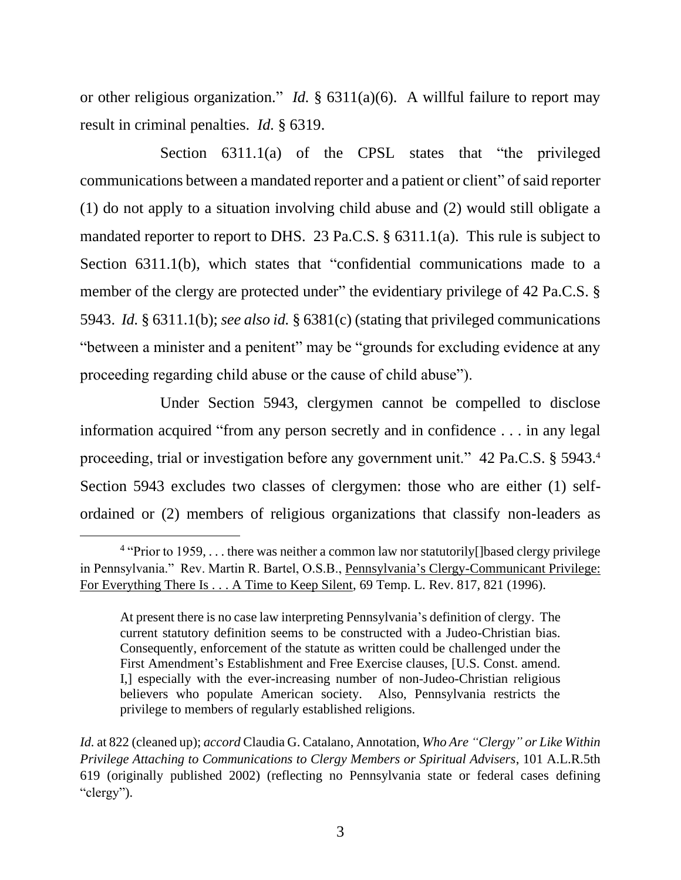or other religious organization." *Id.* § 6311(a)(6). A willful failure to report may result in criminal penalties. *Id.* § 6319.

Section 6311.1(a) of the CPSL states that "the privileged communications between a mandated reporter and a patient or client" of said reporter (1) do not apply to a situation involving child abuse and (2) would still obligate a mandated reporter to report to DHS. 23 Pa.C.S. § 6311.1(a). This rule is subject to Section 6311.1(b), which states that "confidential communications made to a member of the clergy are protected under" the evidentiary privilege of 42 Pa.C.S. § 5943. *Id.* § 6311.1(b); *see also id.* § 6381(c) (stating that privileged communications "between a minister and a penitent" may be "grounds for excluding evidence at any proceeding regarding child abuse or the cause of child abuse").

Under Section 5943, clergymen cannot be compelled to disclose information acquired "from any person secretly and in confidence . . . in any legal proceeding, trial or investigation before any government unit." 42 Pa.C.S. § 5943.[4] Section 5943 excludes two classes of clergymen: those who are either (1) self-ordained or (2) members of religious organizations that classify non-leaders as

---

[4] "Prior to 1959, . . . there was neither a common law nor statutorily[]based clergy privilege in Pennsylvania." Rev. Martin R. Bartel, O.S.B., Pennsylvania's Clergy-Communicant Privilege: For Everything There Is . . . A Time to Keep Silent, 69 Temp. L. Rev. 817, 821 (1996).

> At present there is no case law interpreting Pennsylvania's definition of clergy. The current statutory definition seems to be constructed with a Judeo-Christian bias. Consequently, enforcement of the statute as written could be challenged under the First Amendment's Establishment and Free Exercise clauses, [U.S. Const. amend. I,] especially with the ever-increasing number of non-Judeo-Christian religious believers who populate American society. Also, Pennsylvania restricts the privilege to members of regularly established religions.

*Id.* at 822 (cleaned up); *accord* Claudia G. Catalano, Annotation, *Who Are "Clergy" or Like Within Privilege Attaching to Communications to Clergy Members or Spiritual Advisers*, 101 A.L.R.5th 619 (originally published 2002) (reflecting no Pennsylvania state or federal cases defining "clergy").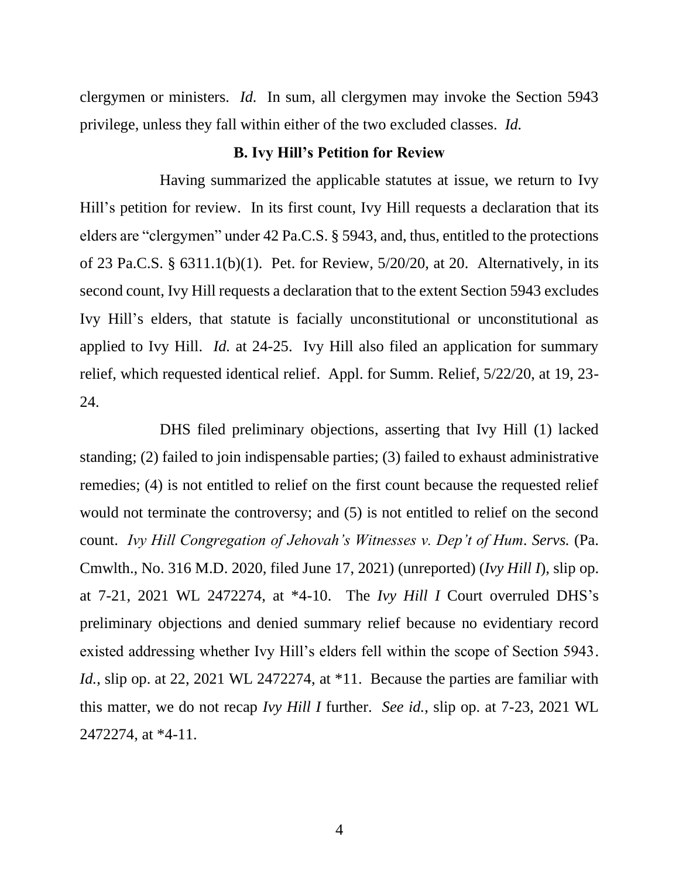clergymen or ministers. *Id.* In sum, all clergymen may invoke the Section 5943 privilege, unless they fall within either of the two excluded classes. *Id.*

### B. Ivy Hill's Petition for Review

Having summarized the applicable statutes at issue, we return to Ivy Hill's petition for review. In its first count, Ivy Hill requests a declaration that its elders are "clergymen" under 42 Pa.C.S. § 5943, and, thus, entitled to the protections of 23 Pa.C.S. § 6311.1(b)(1). Pet. for Review, 5/20/20, at 20. Alternatively, in its second count, Ivy Hill requests a declaration that to the extent Section 5943 excludes Ivy Hill's elders, that statute is facially unconstitutional or unconstitutional as applied to Ivy Hill. *Id.* at 24-25. Ivy Hill also filed an application for summary relief, which requested identical relief. Appl. for Summ. Relief, 5/22/20, at 19, 23-24.

DHS filed preliminary objections, asserting that Ivy Hill (1) lacked standing; (2) failed to join indispensable parties; (3) failed to exhaust administrative remedies; (4) is not entitled to relief on the first count because the requested relief would not terminate the controversy; and (5) is not entitled to relief on the second count. *Ivy Hill Congregation of Jehovah's Witnesses v. Dep't of Hum. Servs.* (Pa. Cmwlth., No. 316 M.D. 2020, filed June 17, 2021) (unreported) (*Ivy Hill I*), slip op. at 7-21, 2021 WL 2472274, at *4-10. The *Ivy Hill I* Court overruled DHS's preliminary objections and denied summary relief because no evidentiary record existed addressing whether Ivy Hill's elders fell within the scope of Section 5943. *Id.*, slip op. at 22, 2021 WL 2472274, at *11. Because the parties are familiar with this matter, we do not recap *Ivy Hill I* further. *See id.*, slip op. at 7-23, 2021 WL 2472274, at *4-11.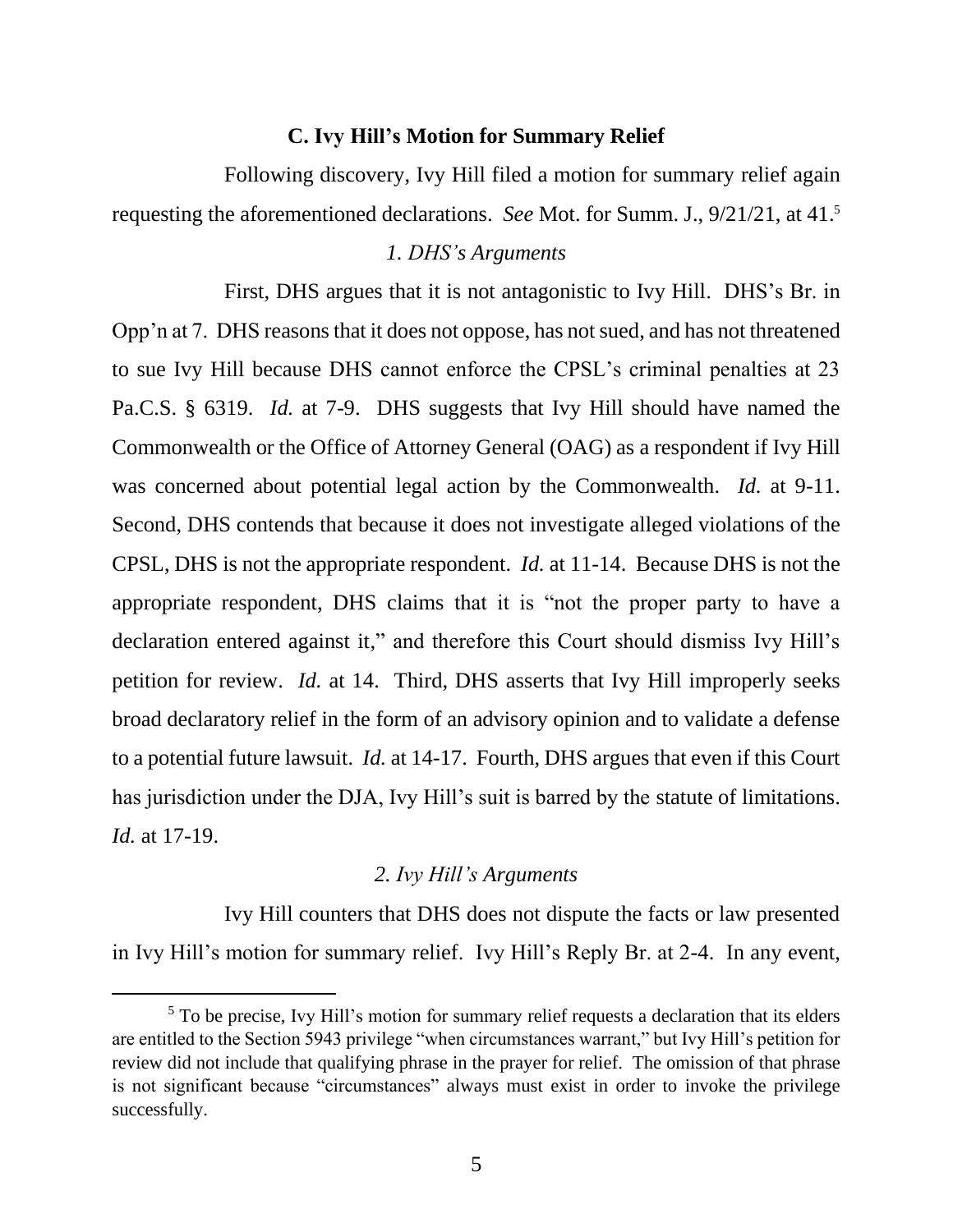### C. Ivy Hill's Motion for Summary Relief

Following discovery, Ivy Hill filed a motion for summary relief again requesting the aforementioned declarations. *See* Mot. for Summ. J., 9/21/21, at 41.[5]

#### *1. DHS's Arguments*

First, DHS argues that it is not antagonistic to Ivy Hill. DHS's Br. in Opp'n at 7. DHS reasons that it does not oppose, has not sued, and has not threatened to sue Ivy Hill because DHS cannot enforce the CPSL's criminal penalties at 23 Pa.C.S. § 6319. *Id.* at 7-9. DHS suggests that Ivy Hill should have named the Commonwealth or the Office of Attorney General (OAG) as a respondent if Ivy Hill was concerned about potential legal action by the Commonwealth. *Id.* at 9-11. Second, DHS contends that because it does not investigate alleged violations of the CPSL, DHS is not the appropriate respondent. *Id.* at 11-14. Because DHS is not the appropriate respondent, DHS claims that it is "not the proper party to have a declaration entered against it," and therefore this Court should dismiss Ivy Hill's petition for review. *Id.* at 14. Third, DHS asserts that Ivy Hill improperly seeks broad declaratory relief in the form of an advisory opinion and to validate a defense to a potential future lawsuit. *Id.* at 14-17. Fourth, DHS argues that even if this Court has jurisdiction under the DJA, Ivy Hill's suit is barred by the statute of limitations. *Id.* at 17-19.

#### *2. Ivy Hill's Arguments*

Ivy Hill counters that DHS does not dispute the facts or law presented in Ivy Hill's motion for summary relief. Ivy Hill's Reply Br. at 2-4. In any event,

[5] To be precise, Ivy Hill's motion for summary relief requests a declaration that its elders are entitled to the Section 5943 privilege "when circumstances warrant," but Ivy Hill's petition for review did not include that qualifying phrase in the prayer for relief. The omission of that phrase is not significant because "circumstances" always must exist in order to invoke the privilege successfully.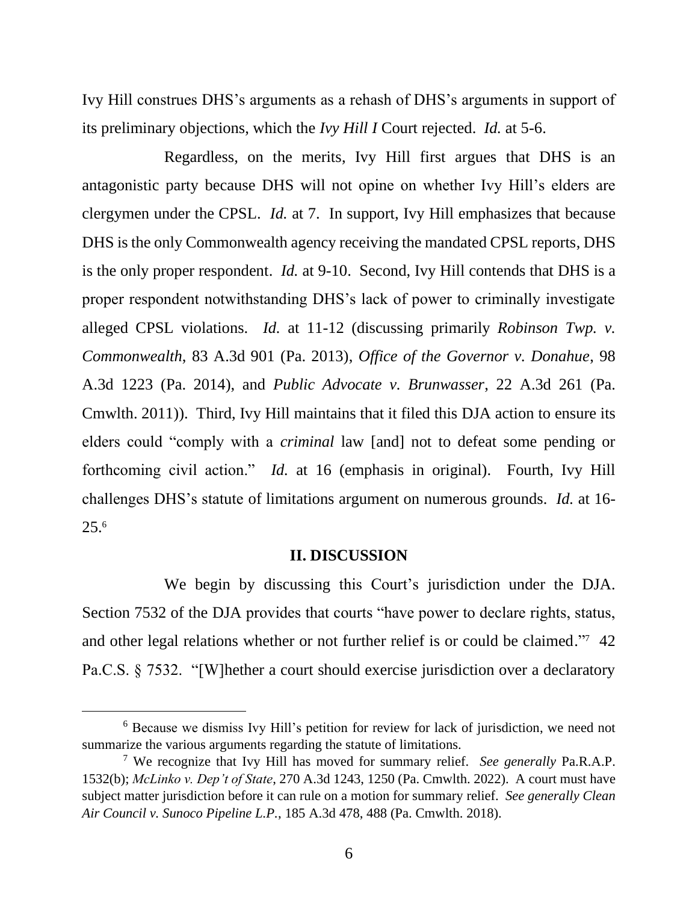Ivy Hill construes DHS's arguments as a rehash of DHS's arguments in support of its preliminary objections, which the *Ivy Hill I* Court rejected. *Id.* at 5-6.

Regardless, on the merits, Ivy Hill first argues that DHS is an antagonistic party because DHS will not opine on whether Ivy Hill's elders are clergymen under the CPSL. *Id.* at 7. In support, Ivy Hill emphasizes that because DHS is the only Commonwealth agency receiving the mandated CPSL reports, DHS is the only proper respondent. *Id.* at 9-10. Second, Ivy Hill contends that DHS is a proper respondent notwithstanding DHS's lack of power to criminally investigate alleged CPSL violations. *Id.* at 11-12 (discussing primarily *Robinson Twp. v. Commonwealth*, 83 A.3d 901 (Pa. 2013), *Office of the Governor v. Donahue*, 98 A.3d 1223 (Pa. 2014), and *Public Advocate v. Brunwasser*, 22 A.3d 261 (Pa. Cmwlth. 2011)). Third, Ivy Hill maintains that it filed this DJA action to ensure its elders could "comply with a *criminal* law [and] not to defeat some pending or forthcoming civil action." *Id.* at 16 (emphasis in original). Fourth, Ivy Hill challenges DHS's statute of limitations argument on numerous grounds. *Id.* at 16-25.[6]

## II. DISCUSSION

We begin by discussing this Court's jurisdiction under the DJA. Section 7532 of the DJA provides that courts "have power to declare rights, status, and other legal relations whether or not further relief is or could be claimed."[7] 42 Pa.C.S. § 7532. "[W]hether a court should exercise jurisdiction over a declaratory

---

[6] Because we dismiss Ivy Hill's petition for review for lack of jurisdiction, we need not summarize the various arguments regarding the statute of limitations.

[7] We recognize that Ivy Hill has moved for summary relief. *See generally* Pa.R.A.P. 1532(b); *McLinko v. Dep't of State*, 270 A.3d 1243, 1250 (Pa. Cmwlth. 2022). A court must have subject matter jurisdiction before it can rule on a motion for summary relief. *See generally Clean Air Council v. Sunoco Pipeline L.P.*, 185 A.3d 478, 488 (Pa. Cmwlth. 2018).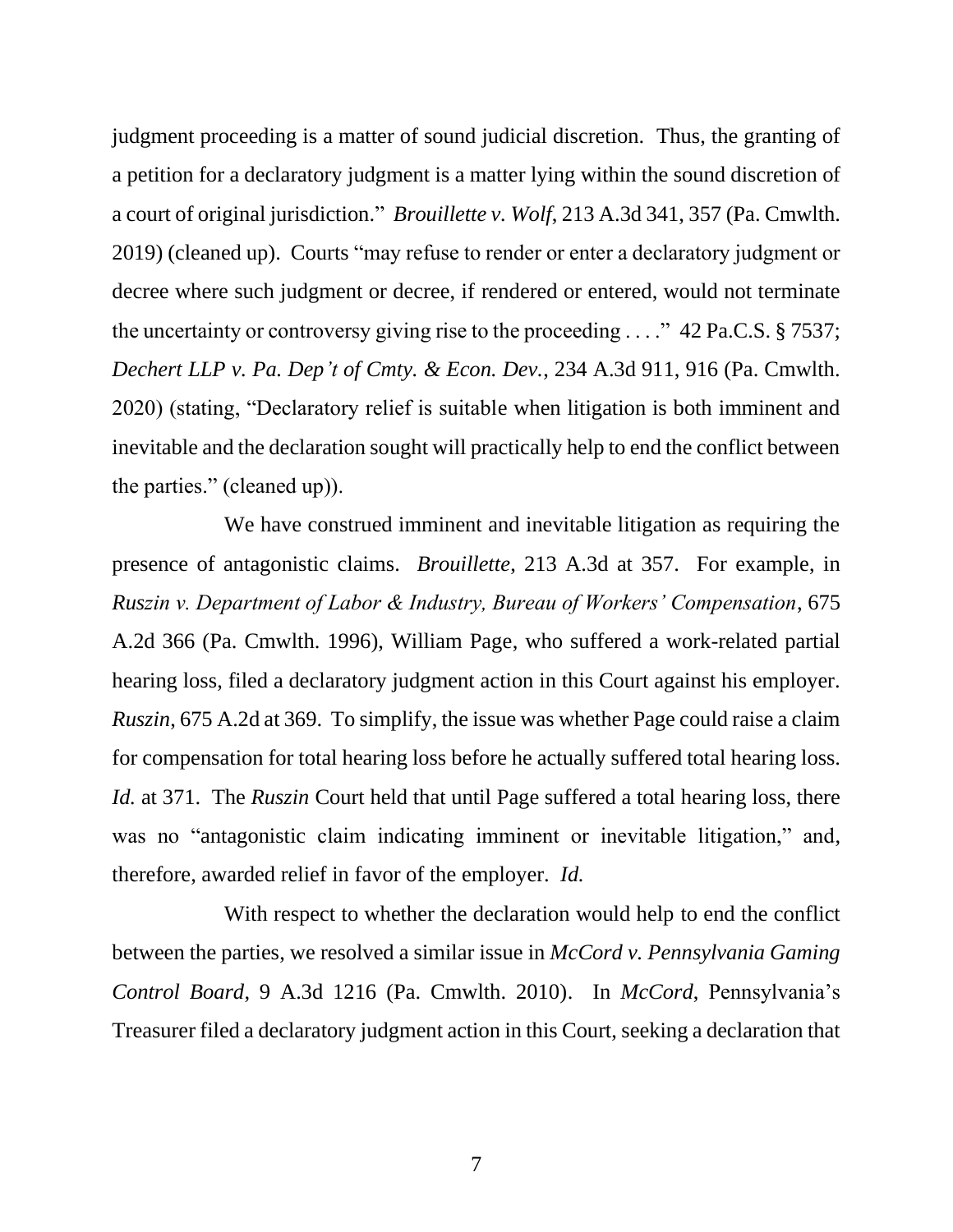judgment proceeding is a matter of sound judicial discretion. Thus, the granting of a petition for a declaratory judgment is a matter lying within the sound discretion of a court of original jurisdiction." *Brouillette v. Wolf*, 213 A.3d 341, 357 (Pa. Cmwlth. 2019) (cleaned up). Courts "may refuse to render or enter a declaratory judgment or decree where such judgment or decree, if rendered or entered, would not terminate the uncertainty or controversy giving rise to the proceeding . . . ." 42 Pa.C.S. § 7537; *Dechert LLP v. Pa. Dep't of Cmty. & Econ. Dev.*, 234 A.3d 911, 916 (Pa. Cmwlth. 2020) (stating, "Declaratory relief is suitable when litigation is both imminent and inevitable and the declaration sought will practically help to end the conflict between the parties." (cleaned up)).

We have construed imminent and inevitable litigation as requiring the presence of antagonistic claims. *Brouillette*, 213 A.3d at 357. For example, in *Ruszin v. Department of Labor & Industry, Bureau of Workers' Compensation*, 675 A.2d 366 (Pa. Cmwlth. 1996), William Page, who suffered a work-related partial hearing loss, filed a declaratory judgment action in this Court against his employer. *Ruszin*, 675 A.2d at 369. To simplify, the issue was whether Page could raise a claim for compensation for total hearing loss before he actually suffered total hearing loss. *Id.* at 371. The *Ruszin* Court held that until Page suffered a total hearing loss, there was no "antagonistic claim indicating imminent or inevitable litigation," and, therefore, awarded relief in favor of the employer. *Id.*

With respect to whether the declaration would help to end the conflict between the parties, we resolved a similar issue in *McCord v. Pennsylvania Gaming Control Board*, 9 A.3d 1216 (Pa. Cmwlth. 2010). In *McCord*, Pennsylvania's Treasurer filed a declaratory judgment action in this Court, seeking a declaration that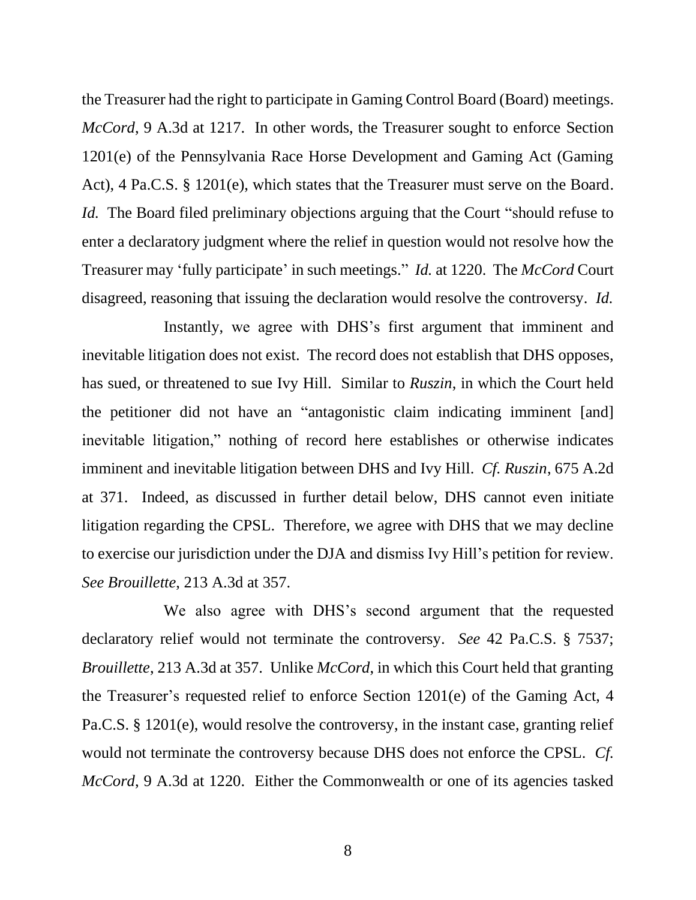the Treasurer had the right to participate in Gaming Control Board (Board) meetings. *McCord*, 9 A.3d at 1217. In other words, the Treasurer sought to enforce Section 1201(e) of the Pennsylvania Race Horse Development and Gaming Act (Gaming Act), 4 Pa.C.S. § 1201(e), which states that the Treasurer must serve on the Board. *Id.* The Board filed preliminary objections arguing that the Court "should refuse to enter a declaratory judgment where the relief in question would not resolve how the Treasurer may 'fully participate' in such meetings." *Id.* at 1220. The *McCord* Court disagreed, reasoning that issuing the declaration would resolve the controversy. *Id.*

Instantly, we agree with DHS's first argument that imminent and inevitable litigation does not exist. The record does not establish that DHS opposes, has sued, or threatened to sue Ivy Hill. Similar to *Ruszin*, in which the Court held the petitioner did not have an "antagonistic claim indicating imminent [and] inevitable litigation," nothing of record here establishes or otherwise indicates imminent and inevitable litigation between DHS and Ivy Hill. *Cf. Ruszin*, 675 A.2d at 371. Indeed, as discussed in further detail below, DHS cannot even initiate litigation regarding the CPSL. Therefore, we agree with DHS that we may decline to exercise our jurisdiction under the DJA and dismiss Ivy Hill's petition for review. *See Brouillette*, 213 A.3d at 357.

We also agree with DHS's second argument that the requested declaratory relief would not terminate the controversy. *See* 42 Pa.C.S. § 7537; *Brouillette*, 213 A.3d at 357. Unlike *McCord*, in which this Court held that granting the Treasurer's requested relief to enforce Section 1201(e) of the Gaming Act, 4 Pa.C.S. § 1201(e), would resolve the controversy, in the instant case, granting relief would not terminate the controversy because DHS does not enforce the CPSL. *Cf. McCord*, 9 A.3d at 1220. Either the Commonwealth or one of its agencies tasked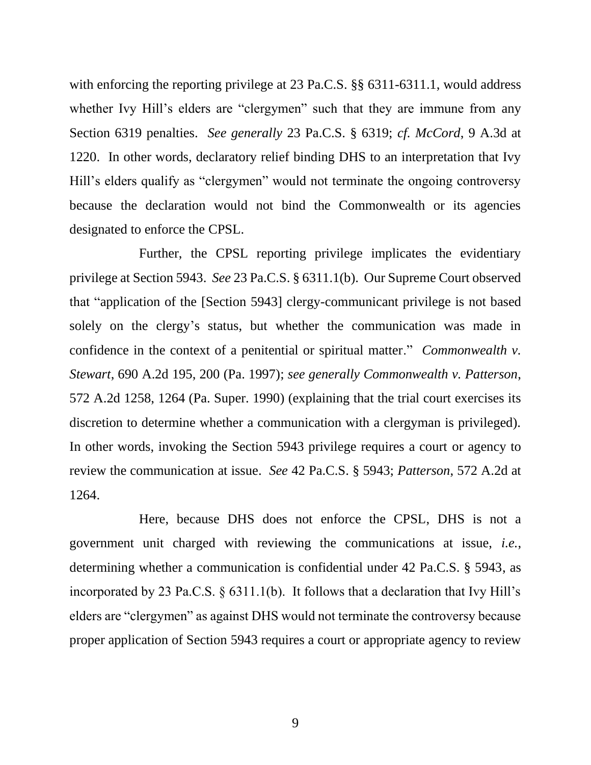with enforcing the reporting privilege at 23 Pa.C.S. §§ 6311-6311.1, would address whether Ivy Hill's elders are "clergymen" such that they are immune from any Section 6319 penalties. *See generally* 23 Pa.C.S. § 6319; *cf. McCord*, 9 A.3d at 1220. In other words, declaratory relief binding DHS to an interpretation that Ivy Hill's elders qualify as "clergymen" would not terminate the ongoing controversy because the declaration would not bind the Commonwealth or its agencies designated to enforce the CPSL.

Further, the CPSL reporting privilege implicates the evidentiary privilege at Section 5943. *See* 23 Pa.C.S. § 6311.1(b). Our Supreme Court observed that "application of the [Section 5943] clergy-communicant privilege is not based solely on the clergy's status, but whether the communication was made in confidence in the context of a penitential or spiritual matter." *Commonwealth v. Stewart*, 690 A.2d 195, 200 (Pa. 1997); *see generally Commonwealth v. Patterson*, 572 A.2d 1258, 1264 (Pa. Super. 1990) (explaining that the trial court exercises its discretion to determine whether a communication with a clergyman is privileged). In other words, invoking the Section 5943 privilege requires a court or agency to review the communication at issue. *See* 42 Pa.C.S. § 5943; *Patterson*, 572 A.2d at 1264.

Here, because DHS does not enforce the CPSL, DHS is not a government unit charged with reviewing the communications at issue, *i.e.*, determining whether a communication is confidential under 42 Pa.C.S. § 5943, as incorporated by 23 Pa.C.S. § 6311.1(b). It follows that a declaration that Ivy Hill's elders are "clergymen" as against DHS would not terminate the controversy because proper application of Section 5943 requires a court or appropriate agency to review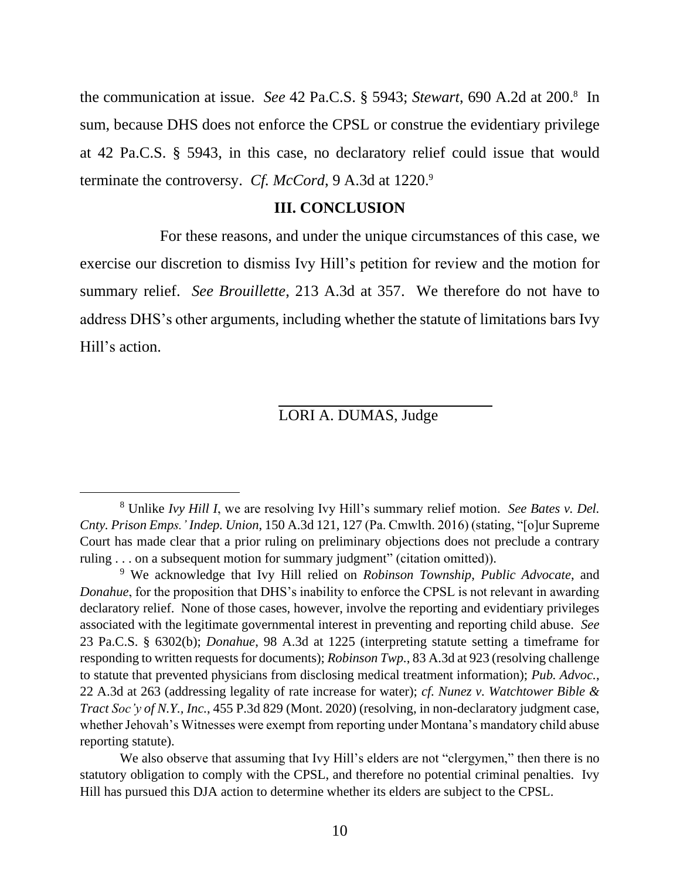the communication at issue. *See* 42 Pa.C.S. § 5943; *Stewart*, 690 A.2d at 200.[8] In sum, because DHS does not enforce the CPSL or construe the evidentiary privilege at 42 Pa.C.S. § 5943, in this case, no declaratory relief could issue that would terminate the controversy. *Cf. McCord*, 9 A.3d at 1220.[9]

## III. CONCLUSION

For these reasons, and under the unique circumstances of this case, we exercise our discretion to dismiss Ivy Hill's petition for review and the motion for summary relief. *See Brouillette*, 213 A.3d at 357. We therefore do not have to address DHS's other arguments, including whether the statute of limitations bars Ivy Hill's action.

LORI A. DUMAS, Judge

---

[8] Unlike *Ivy Hill I*, we are resolving Ivy Hill's summary relief motion. *See Bates v. Del. Cnty. Prison Emps.' Indep. Union*, 150 A.3d 121, 127 (Pa. Cmwlth. 2016) (stating, "[o]ur Supreme Court has made clear that a prior ruling on preliminary objections does not preclude a contrary ruling . . . on a subsequent motion for summary judgment" (citation omitted)).

[9] We acknowledge that Ivy Hill relied on *Robinson Township*, *Public Advocate*, and *Donahue*, for the proposition that DHS's inability to enforce the CPSL is not relevant in awarding declaratory relief. None of those cases, however, involve the reporting and evidentiary privileges associated with the legitimate governmental interest in preventing and reporting child abuse. *See* 23 Pa.C.S. § 6302(b); *Donahue*, 98 A.3d at 1225 (interpreting statute setting a timeframe for responding to written requests for documents); *Robinson Twp.*, 83 A.3d at 923 (resolving challenge to statute that prevented physicians from disclosing medical treatment information); *Pub. Advoc.*, 22 A.3d at 263 (addressing legality of rate increase for water); *cf. Nunez v. Watchtower Bible & Tract Soc'y of N.Y., Inc.*, 455 P.3d 829 (Mont. 2020) (resolving, in non-declaratory judgment case, whether Jehovah's Witnesses were exempt from reporting under Montana's mandatory child abuse reporting statute).

We also observe that assuming that Ivy Hill's elders are not "clergymen," then there is no statutory obligation to comply with the CPSL, and therefore no potential criminal penalties. Ivy Hill has pursued this DJA action to determine whether its elders are subject to the CPSL.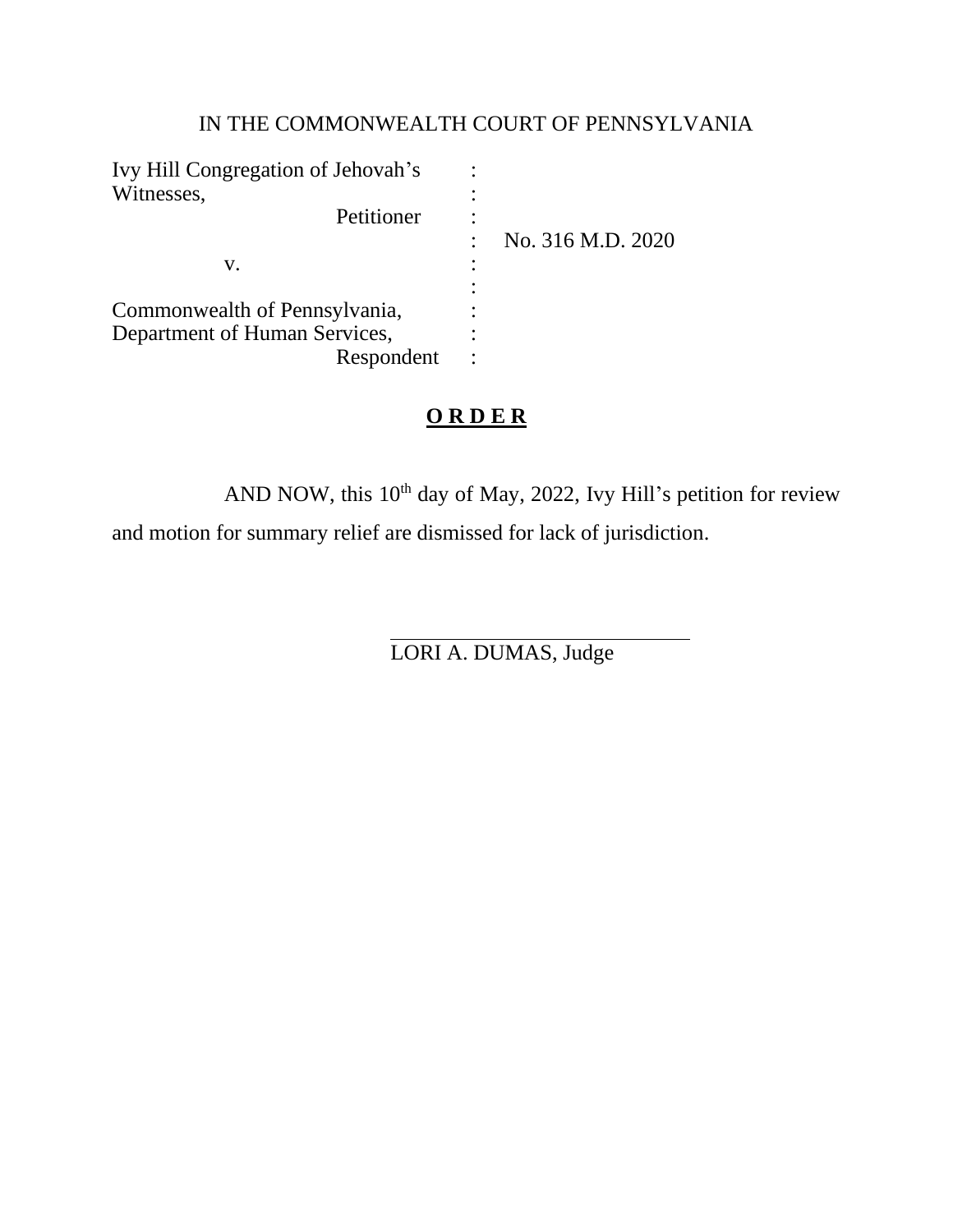IN THE COMMONWEALTH COURT OF PENNSYLVANIA

| | | |
|---|---|---|
| Ivy Hill Congregation of Jehovah's Witnesses, Petitioner | : | |
| v. | : | No. 316 M.D. 2020 |
| Commonwealth of Pennsylvania, Department of Human Services, Respondent | : | |

**O R D E R**

AND NOW, this 10th day of May, 2022, Ivy Hill's petition for review and motion for summary relief are dismissed for lack of jurisdiction.

LORI A. DUMAS, Judge